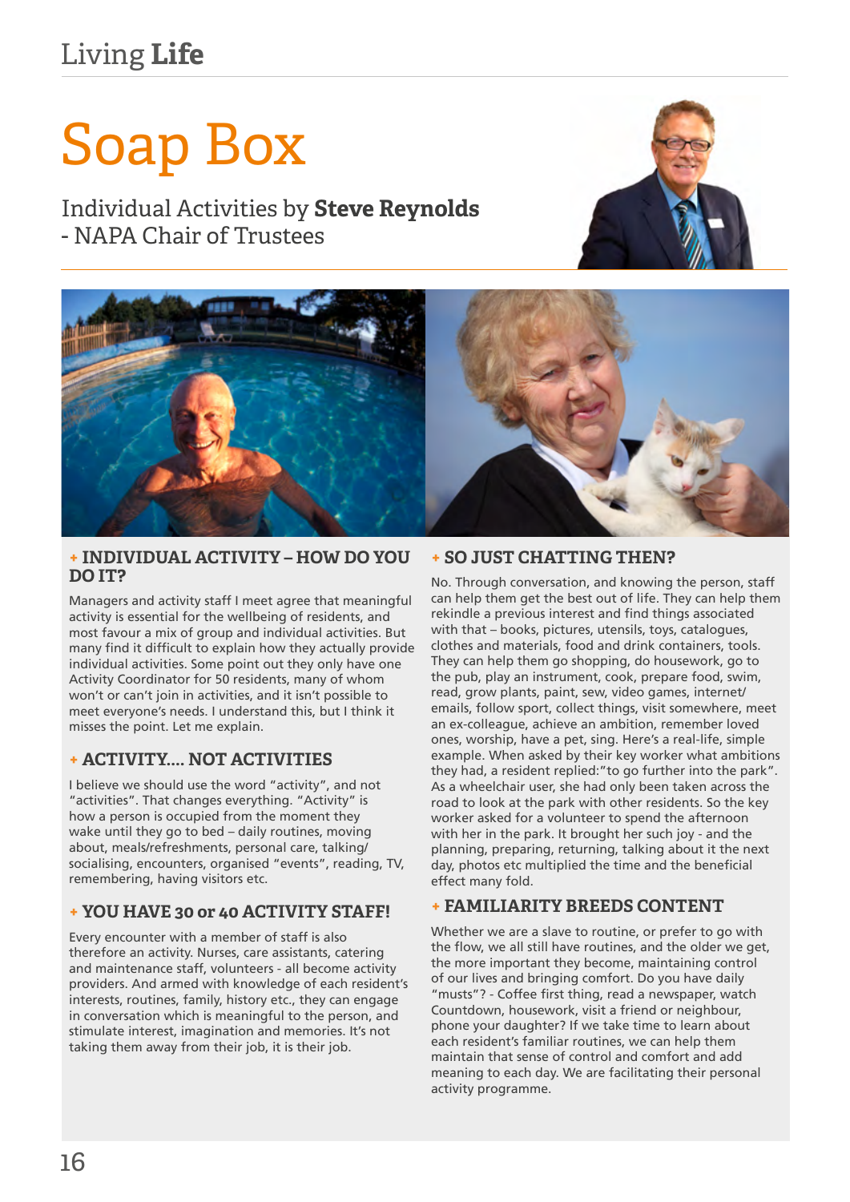# Soap Box

## Individual Activities by **Steve Reynolds** - NAPA Chair of Trustees

### + INDIVIDUAL ACTIVITY – HOW DO YOU DO IT?

Managers and activity staff I meet agree that meaningful activity is essential for the wellbeing of residents, and most favour a mix of group and individual activities. But many find it difficult to explain how they actually provide individual activities. Some point out they only have one Activity Coordinator for 50 residents, many of whom won't or can't join in activities, and it isn't possible to meet everyone's needs. I understand this, but I think it misses the point. Let me explain.

### + ACTIVITY.... NOT ACTIVITIES

I believe we should use the word "activity", and not "activities". That changes everything. "Activity" is how a person is occupied from the moment they wake until they go to bed – daily routines, moving about, meals/refreshments, personal care, talking/socialising, encounters, organised "events", reading, TV, remembering, having visitors etc.

### + YOU HAVE 30 or 40 ACTIVITY STAFF!

Every encounter with a member of staff is also therefore an activity. Nurses, care assistants, catering and maintenance staff, volunteers - all become activity providers. And armed with knowledge of each resident's interests, routines, family, history etc., they can engage in conversation which is meaningful to the person, and stimulate interest, imagination and memories. It's not taking them away from their job, it is their job.

### + SO JUST CHATTING THEN?

No. Through conversation, and knowing the person, staff can help them get the best out of life. They can help them rekindle a previous interest and find things associated with that – books, pictures, utensils, toys, catalogues, clothes and materials, food and drink containers, tools. They can help them go shopping, do housework, go to the pub, play an instrument, cook, prepare food, swim, read, grow plants, paint, sew, video games, internet/emails, follow sport, collect things, visit somewhere, meet an ex-colleague, achieve an ambition, remember loved ones, worship, have a pet, sing. Here's a real-life, simple example. When asked by their key worker what ambitions they had, a resident replied:"to go further into the park". As a wheelchair user, she had only been taken across the road to look at the park with other residents. So the key worker asked for a volunteer to spend the afternoon with her in the park. It brought her such joy - and the planning, preparing, returning, talking about it the next day, photos etc multiplied the time and the beneficial effect many fold.

### + FAMILIARITY BREEDS CONTENT

Whether we are a slave to routine, or prefer to go with the flow, we all still have routines, and the older we get, the more important they become, maintaining control of our lives and bringing comfort. Do you have daily "musts"? - Coffee first thing, read a newspaper, watch Countdown, housework, visit a friend or neighbour, phone your daughter? If we take time to learn about each resident's familiar routines, we can help them maintain that sense of control and comfort and add meaning to each day. We are facilitating their personal activity programme.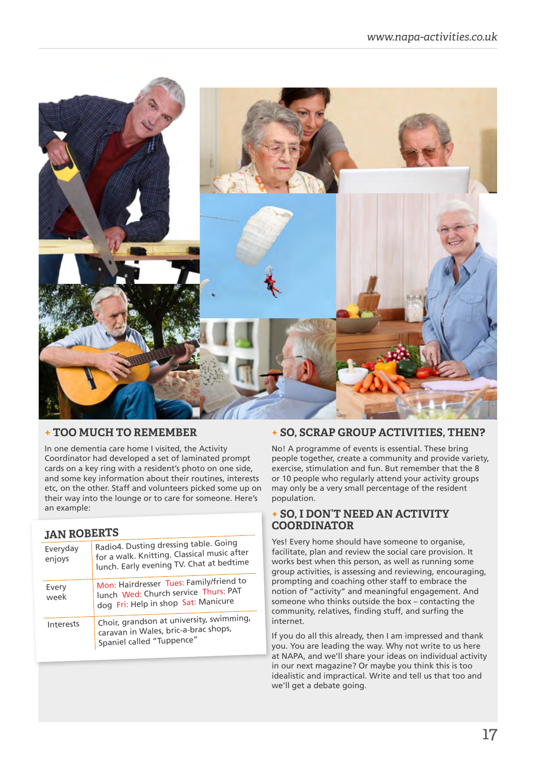## + TOO MUCH TO REMEMBER

In one dementia care home I visited, the Activity Coordinator had developed a set of laminated prompt cards on a key ring with a resident's photo on one side, and some key information about their routines, interests etc, on the other. Staff and volunteers picked some up on their way into the lounge or to care for someone. Here's an example:

### JAN ROBERTS

| | |
|---|---|
| Everyday enjoys | Radio4. Dusting dressing table. Going for a walk. Knitting. Classical music after lunch. Early evening TV. Chat at bedtime |
| Every week | Mon: Hairdresser Tues: Family/friend to lunch Wed: Church service Thurs: PAT dog Fri: Help in shop Sat: Manicure |
| Interests | Choir, grandson at university, swimming, caravan in Wales, bric-a-brac shops, Spaniel called "Tuppence" |

## + SO, SCRAP GROUP ACTIVITIES, THEN?

No! A programme of events is essential. These bring people together, create a community and provide variety, exercise, stimulation and fun. But remember that the 8 or 10 people who regularly attend your activity groups may only be a very small percentage of the resident population.

## + SO, I DON'T NEED AN ACTIVITY COORDINATOR

Yes! Every home should have someone to organise, facilitate, plan and review the social care provision. It works best when this person, as well as running some group activities, is assessing and reviewing, encouraging, prompting and coaching other staff to embrace the notion of "activity" and meaningful engagement. And someone who thinks outside the box – contacting the community, relatives, finding stuff, and surfing the internet.

If you do all this already, then I am impressed and thank you. You are leading the way. Why not write to us here at NAPA, and we'll share your ideas on individual activity in our next magazine? Or maybe you think this is too idealistic and impractical. Write and tell us that too and we'll get a debate going.